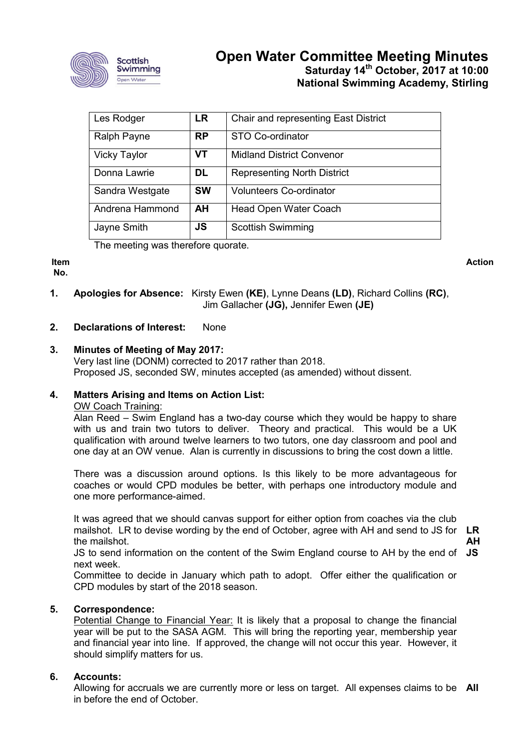# Open Water Committee Meeting Minutes

**Saturday 14th October, 2017 at 10:00**
**National Swimming Academy, Stirling**

| | | |
|---|---|---|
| Les Rodger | **LR** | Chair and representing East District |
| Ralph Payne | **RP** | STO Co-ordinator |
| Vicky Taylor | **VT** | Midland District Convenor |
| Donna Lawrie | **DL** | Representing North District |
| Sandra Westgate | **SW** | Volunteers Co-ordinator |
| Andrena Hammond | **AH** | Head Open Water Coach |
| Jayne Smith | **JS** | Scottish Swimming |

The meeting was therefore quorate.

| Item No. | | Action |
|---|---|---|

**1. Apologies for Absence:** Kirsty Ewen **(KE)**, Lynne Deans **(LD)**, Richard Collins **(RC)**, Jim Gallacher **(JG),** Jennifer Ewen **(JE)**

**2. Declarations of Interest:** None

**3. Minutes of Meeting of May 2017:**
Very last line (DONM) corrected to 2017 rather than 2018.
Proposed JS, seconded SW, minutes accepted (as amended) without dissent.

**4. Matters Arising and Items on Action List:**

OW Coach Training:
Alan Reed – Swim England has a two-day course which they would be happy to share with us and train two tutors to deliver. Theory and practical. This would be a UK qualification with around twelve learners to two tutors, one day classroom and pool and one day at an OW venue. Alan is currently in discussions to bring the cost down a little.

There was a discussion around options. Is this likely to be more advantageous for coaches or would CPD modules be better, with perhaps one introductory module and one more performance-aimed.

It was agreed that we should canvas support for either option from coaches via the club mailshot. LR to devise wording by the end of October, agree with AH and send to JS for the mailshot. **LR AH**

JS to send information on the content of the Swim England course to AH by the end of next week. **JS**

Committee to decide in January which path to adopt. Offer either the qualification or CPD modules by start of the 2018 season.

**5. Correspondence:**

Potential Change to Financial Year: It is likely that a proposal to change the financial year will be put to the SASA AGM. This will bring the reporting year, membership year and financial year into line. If approved, the change will not occur this year. However, it should simplify matters for us.

**6. Accounts:**

Allowing for accruals we are currently more or less on target. All expenses claims to be in before the end of October. **All**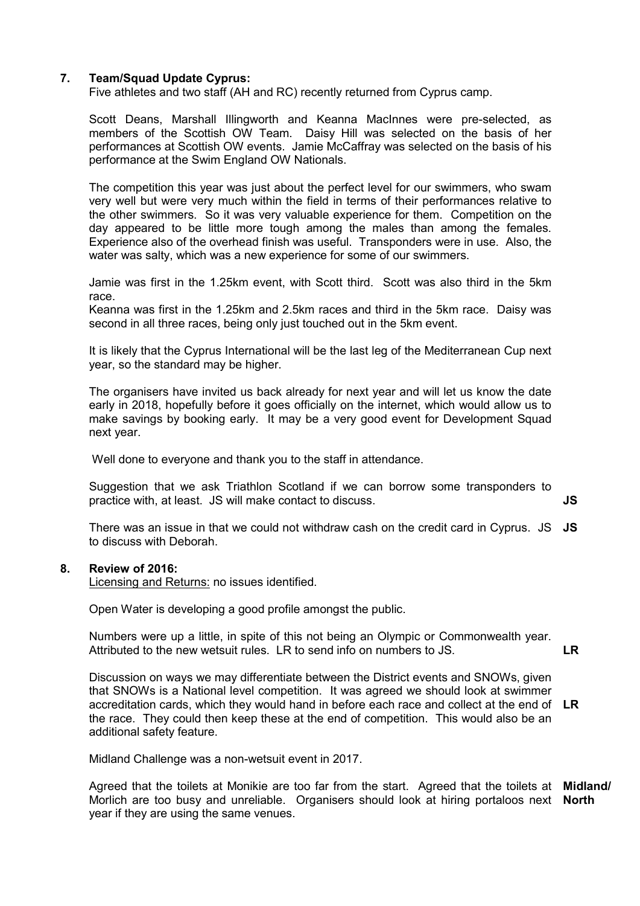## 7. Team/Squad Update Cyprus:

Five athletes and two staff (AH and RC) recently returned from Cyprus camp.

Scott Deans, Marshall Illingworth and Keanna MacInnes were pre-selected, as members of the Scottish OW Team. Daisy Hill was selected on the basis of her performances at Scottish OW events. Jamie McCaffray was selected on the basis of his performance at the Swim England OW Nationals.

The competition this year was just about the perfect level for our swimmers, who swam very well but were very much within the field in terms of their performances relative to the other swimmers. So it was very valuable experience for them. Competition on the day appeared to be little more tough among the males than among the females. Experience also of the overhead finish was useful. Transponders were in use. Also, the water was salty, which was a new experience for some of our swimmers.

Jamie was first in the 1.25km event, with Scott third. Scott was also third in the 5km race.
Keanna was first in the 1.25km and 2.5km races and third in the 5km race. Daisy was second in all three races, being only just touched out in the 5km event.

It is likely that the Cyprus International will be the last leg of the Mediterranean Cup next year, so the standard may be higher.

The organisers have invited us back already for next year and will let us know the date early in 2018, hopefully before it goes officially on the internet, which would allow us to make savings by booking early. It may be a very good event for Development Squad next year.

Well done to everyone and thank you to the staff in attendance.

Suggestion that we ask Triathlon Scotland if we can borrow some transponders to practice with, at least. JS will make contact to discuss. **JS**

There was an issue in that we could not withdraw cash on the credit card in Cyprus. JS to discuss with Deborah. **JS**

## 8. Review of 2016:

Licensing and Returns: no issues identified.

Open Water is developing a good profile amongst the public.

Numbers were up a little, in spite of this not being an Olympic or Commonwealth year. Attributed to the new wetsuit rules. LR to send info on numbers to JS. **LR**

Discussion on ways we may differentiate between the District events and SNOWs, given that SNOWs is a National level competition. It was agreed we should look at swimmer accreditation cards, which they would hand in before each race and collect at the end of the race. They could then keep these at the end of competition. This would also be an additional safety feature. **LR**

Midland Challenge was a non-wetsuit event in 2017.

Agreed that the toilets at Monikie are too far from the start. Agreed that the toilets at Morlich are too busy and unreliable. Organisers should look at hiring portaloos next year if they are using the same venues. **Midland/ North**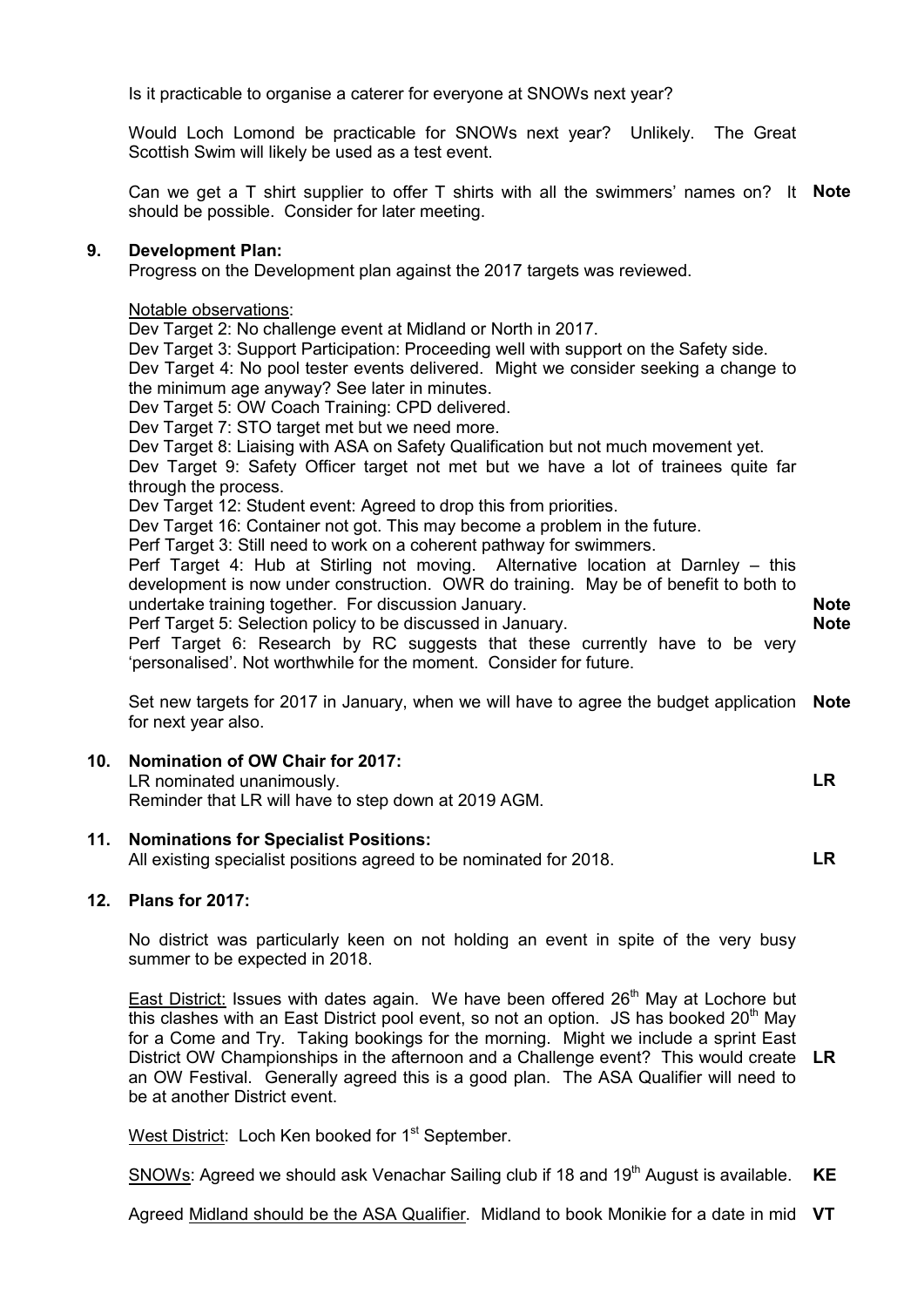Is it practicable to organise a caterer for everyone at SNOWs next year?

Would Loch Lomond be practicable for SNOWs next year? Unlikely. The Great Scottish Swim will likely be used as a test event.

Can we get a T shirt supplier to offer T shirts with all the swimmers' names on? It should be possible. Consider for later meeting. **Note**

## 9. Development Plan:

Progress on the Development plan against the 2017 targets was reviewed.

Notable observations:

Dev Target 2: No challenge event at Midland or North in 2017.
Dev Target 3: Support Participation: Proceeding well with support on the Safety side.
Dev Target 4: No pool tester events delivered. Might we consider seeking a change to the minimum age anyway? See later in minutes.
Dev Target 5: OW Coach Training: CPD delivered.
Dev Target 7: STO target met but we need more.
Dev Target 8: Liaising with ASA on Safety Qualification but not much movement yet.
Dev Target 9: Safety Officer target not met but we have a lot of trainees quite far through the process.
Dev Target 12: Student event: Agreed to drop this from priorities.
Dev Target 16: Container not got. This may become a problem in the future.
Perf Target 3: Still need to work on a coherent pathway for swimmers.
Perf Target 4: Hub at Stirling not moving. Alternative location at Darnley – this development is now under construction. OWR do training. May be of benefit to both to undertake training together. For discussion January. **Note**
Perf Target 5: Selection policy to be discussed in January. **Note**
Perf Target 6: Research by RC suggests that these currently have to be very 'personalised'. Not worthwhile for the moment. Consider for future.

Set new targets for 2017 in January, when we will have to agree the budget application for next year also. **Note**

## 10. Nomination of OW Chair for 2017:

LR nominated unanimously. **LR**
Reminder that LR will have to step down at 2019 AGM.

## 11. Nominations for Specialist Positions:

All existing specialist positions agreed to be nominated for 2018. **LR**

## 12. Plans for 2017:

No district was particularly keen on not holding an event in spite of the very busy summer to be expected in 2018.

East District: Issues with dates again. We have been offered 26th May at Lochore but this clashes with an East District pool event, so not an option. JS has booked 20th May for a Come and Try. Taking bookings for the morning. Might we include a sprint East District OW Championships in the afternoon and a Challenge event? This would create an OW Festival. Generally agreed this is a good plan. The ASA Qualifier will need to be at another District event. **LR**

West District: Loch Ken booked for 1st September.

SNOWs: Agreed we should ask Venachar Sailing club if 18 and 19th August is available. **KE**

Agreed Midland should be the ASA Qualifier. Midland to book Monikie for a date in mid **VT**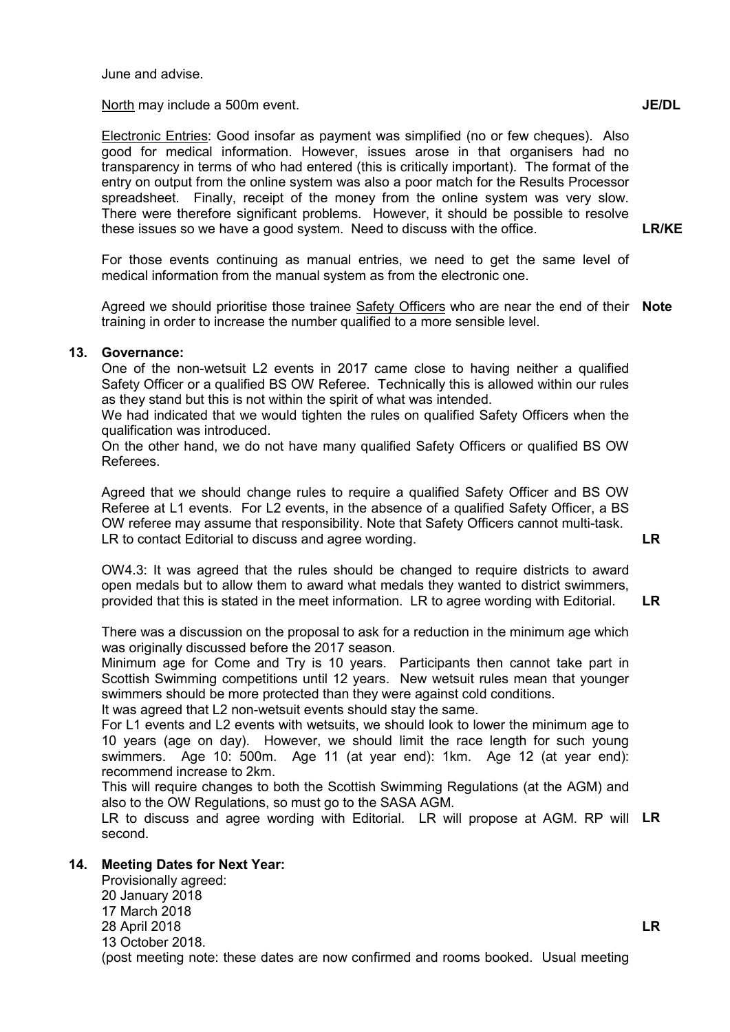June and advise.

North may include a 500m event. **JE/DL**

Electronic Entries: Good insofar as payment was simplified (no or few cheques). Also good for medical information. However, issues arose in that organisers had no transparency in terms of who had entered (this is critically important). The format of the entry on output from the online system was also a poor match for the Results Processor spreadsheet. Finally, receipt of the money from the online system was very slow. There were therefore significant problems. However, it should be possible to resolve these issues so we have a good system. Need to discuss with the office. **LR/KE**

For those events continuing as manual entries, we need to get the same level of medical information from the manual system as from the electronic one.

Agreed we should prioritise those trainee Safety Officers who are near the end of their training in order to increase the number qualified to a more sensible level. **Note**

**13. Governance:**

One of the non-wetsuit L2 events in 2017 came close to having neither a qualified Safety Officer or a qualified BS OW Referee. Technically this is allowed within our rules as they stand but this is not within the spirit of what was intended.
We had indicated that we would tighten the rules on qualified Safety Officers when the qualification was introduced.
On the other hand, we do not have many qualified Safety Officers or qualified BS OW Referees.

Agreed that we should change rules to require a qualified Safety Officer and BS OW Referee at L1 events. For L2 events, in the absence of a qualified Safety Officer, a BS OW referee may assume that responsibility. Note that Safety Officers cannot multi-task. LR to contact Editorial to discuss and agree wording. **LR**

OW4.3: It was agreed that the rules should be changed to require districts to award open medals but to allow them to award what medals they wanted to district swimmers, provided that this is stated in the meet information. LR to agree wording with Editorial. **LR**

There was a discussion on the proposal to ask for a reduction in the minimum age which was originally discussed before the 2017 season.
Minimum age for Come and Try is 10 years. Participants then cannot take part in Scottish Swimming competitions until 12 years. New wetsuit rules mean that younger swimmers should be more protected than they were against cold conditions.
It was agreed that L2 non-wetsuit events should stay the same.
For L1 events and L2 events with wetsuits, we should look to lower the minimum age to 10 years (age on day). However, we should limit the race length for such young swimmers. Age 10: 500m. Age 11 (at year end): 1km. Age 12 (at year end): recommend increase to 2km.
This will require changes to both the Scottish Swimming Regulations (at the AGM) and also to the OW Regulations, so must go to the SASA AGM.
LR to discuss and agree wording with Editorial. LR will propose at AGM. RP will second. **LR**

**14. Meeting Dates for Next Year:**

Provisionally agreed:
20 January 2018
17 March 2018
28 April 2018
13 October 2018. **LR**
(post meeting note: these dates are now confirmed and rooms booked. Usual meeting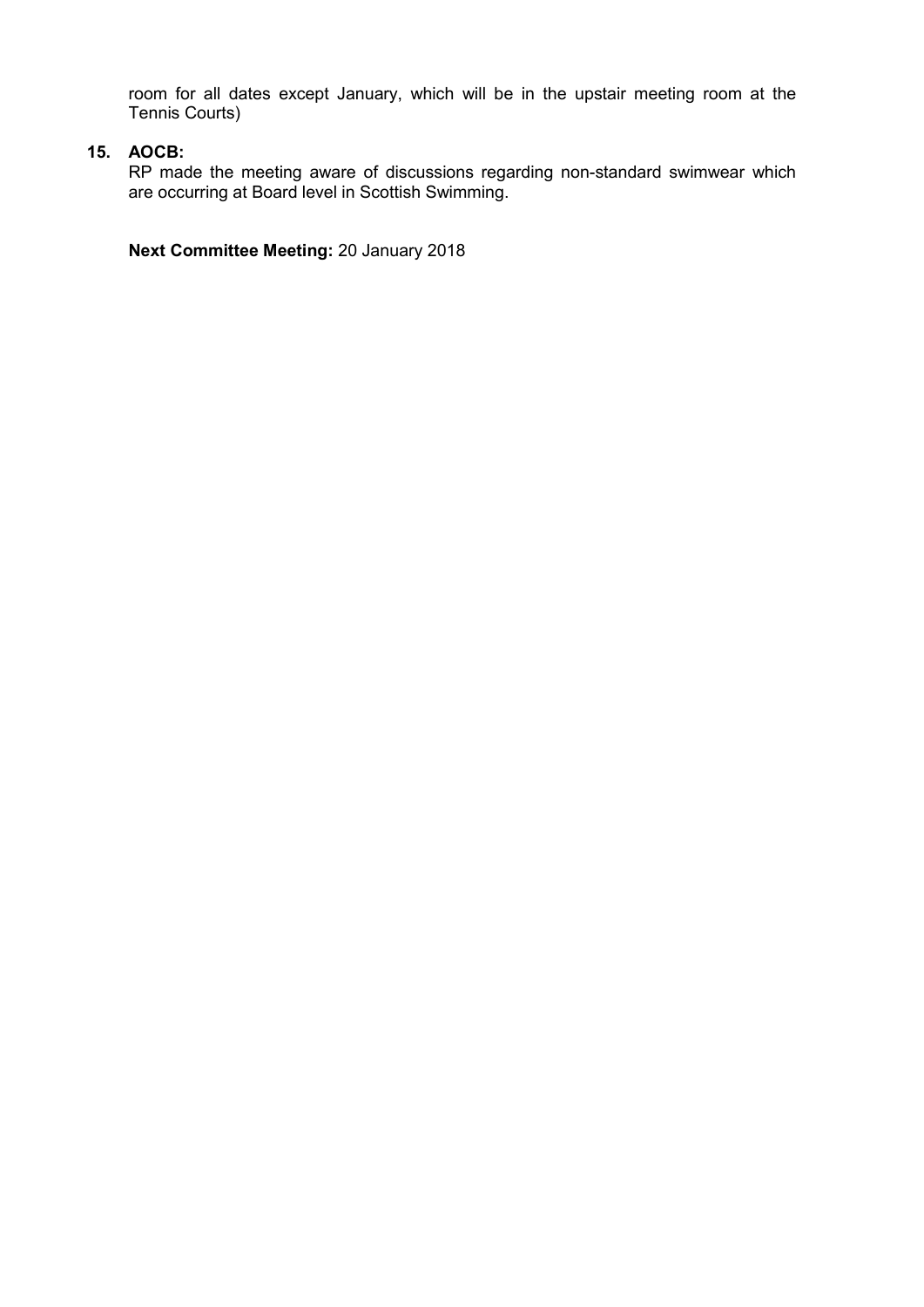room for all dates except January, which will be in the upstair meeting room at the Tennis Courts)

**15. AOCB:**

RP made the meeting aware of discussions regarding non-standard swimwear which are occurring at Board level in Scottish Swimming.

**Next Committee Meeting:** 20 January 2018